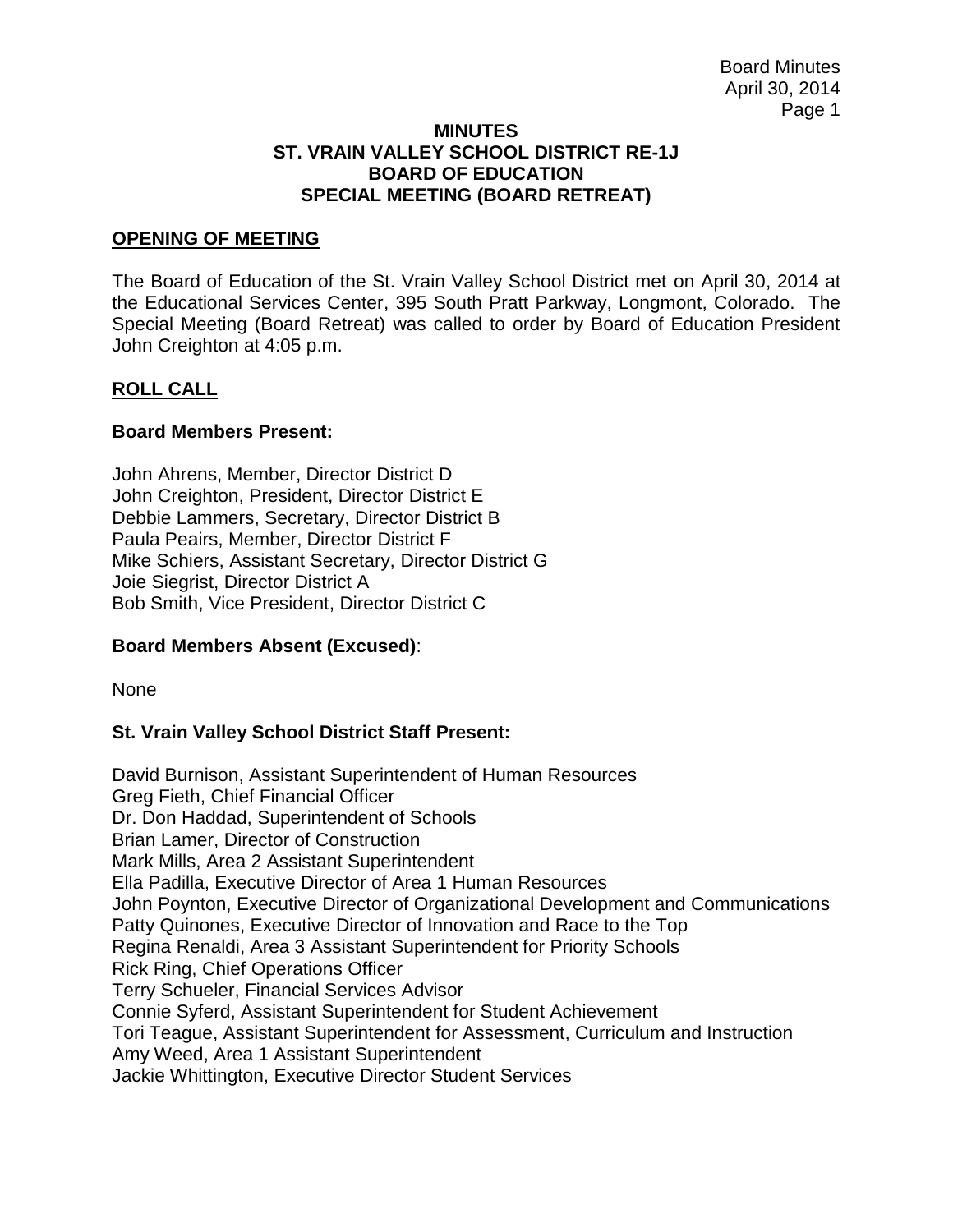**MINUTES**
**ST. VRAIN VALLEY SCHOOL DISTRICT RE-1J**
**BOARD OF EDUCATION**
**SPECIAL MEETING (BOARD RETREAT)**

## OPENING OF MEETING

The Board of Education of the St. Vrain Valley School District met on April 30, 2014 at the Educational Services Center, 395 South Pratt Parkway, Longmont, Colorado. The Special Meeting (Board Retreat) was called to order by Board of Education President John Creighton at 4:05 p.m.

## ROLL CALL

### Board Members Present:

John Ahrens, Member, Director District D
John Creighton, President, Director District E
Debbie Lammers, Secretary, Director District B
Paula Peairs, Member, Director District F
Mike Schiers, Assistant Secretary, Director District G
Joie Siegrist, Director District A
Bob Smith, Vice President, Director District C

### Board Members Absent (Excused):

None

### St. Vrain Valley School District Staff Present:

David Burnison, Assistant Superintendent of Human Resources
Greg Fieth, Chief Financial Officer
Dr. Don Haddad, Superintendent of Schools
Brian Lamer, Director of Construction
Mark Mills, Area 2 Assistant Superintendent
Ella Padilla, Executive Director of Area 1 Human Resources
John Poynton, Executive Director of Organizational Development and Communications
Patty Quinones, Executive Director of Innovation and Race to the Top
Regina Renaldi, Area 3 Assistant Superintendent for Priority Schools
Rick Ring, Chief Operations Officer
Terry Schueler, Financial Services Advisor
Connie Syferd, Assistant Superintendent for Student Achievement
Tori Teague, Assistant Superintendent for Assessment, Curriculum and Instruction
Amy Weed, Area 1 Assistant Superintendent
Jackie Whittington, Executive Director Student Services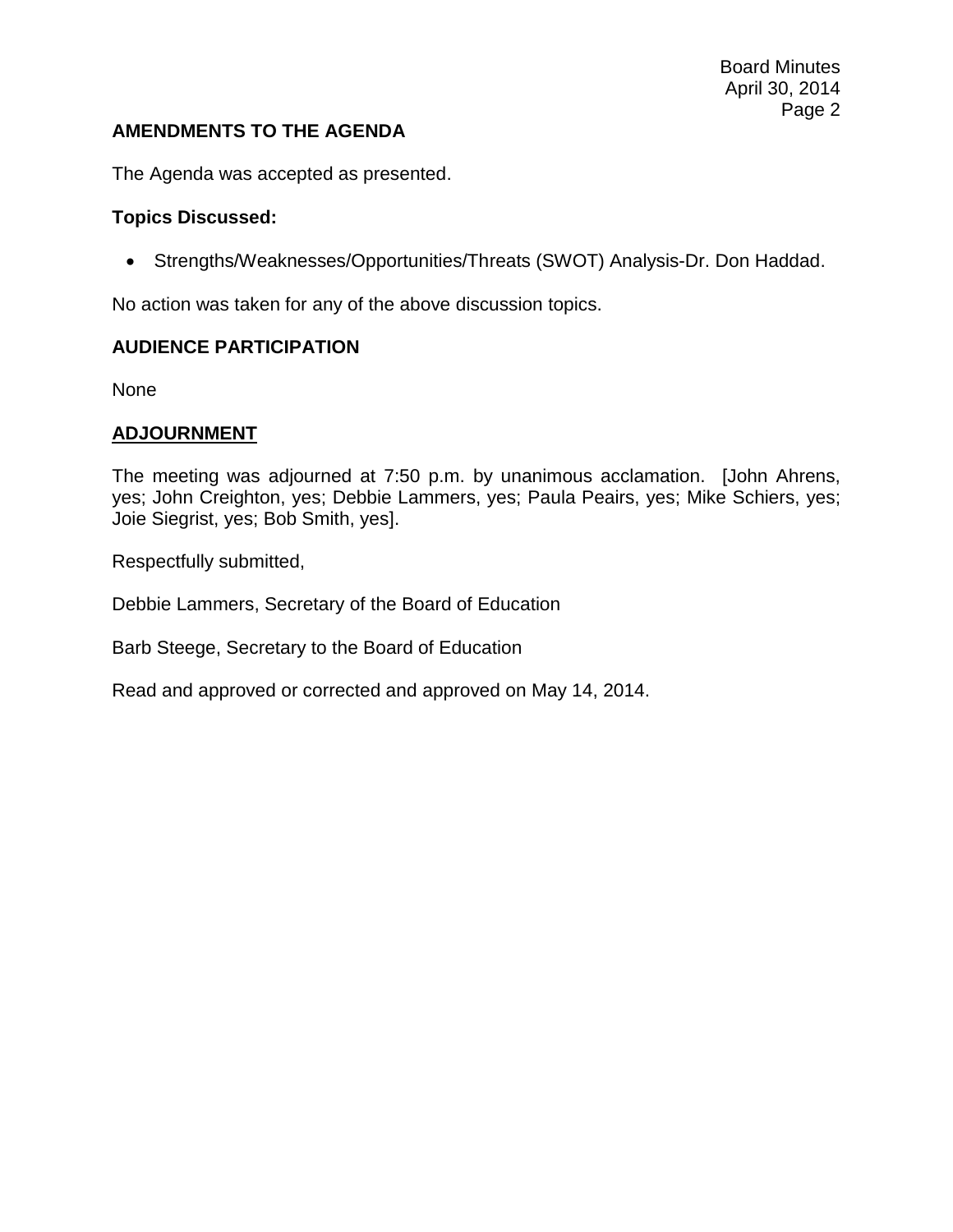## AMENDMENTS TO THE AGENDA

The Agenda was accepted as presented.

### Topics Discussed:

- Strengths/Weaknesses/Opportunities/Threats (SWOT) Analysis-Dr. Don Haddad.

No action was taken for any of the above discussion topics.

## AUDIENCE PARTICIPATION

None

## ADJOURNMENT

The meeting was adjourned at 7:50 p.m. by unanimous acclamation. [John Ahrens, yes; John Creighton, yes; Debbie Lammers, yes; Paula Peairs, yes; Mike Schiers, yes; Joie Siegrist, yes; Bob Smith, yes].

Respectfully submitted,

Debbie Lammers, Secretary of the Board of Education

Barb Steege, Secretary to the Board of Education

Read and approved or corrected and approved on May 14, 2014.